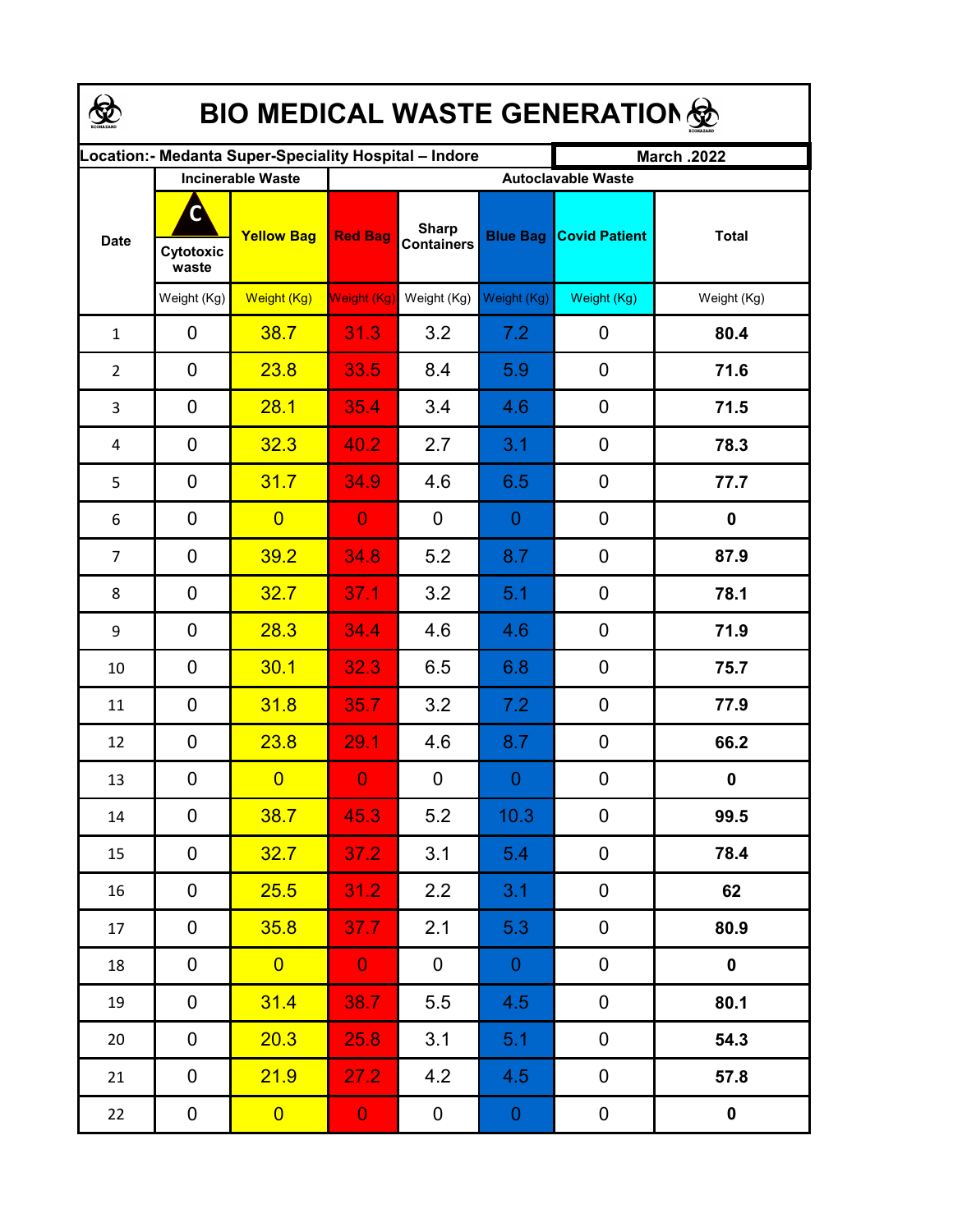# BIO MEDICAL WASTE GENERATION

| Location:- Medanta Super-Speciality Hospital – Indore | | | | | | | March .2022 |
|---|---|---|---|---|---|---|---|
| Date | Incinerable Waste | | Autoclavable Waste | | | | |
| | Cytotoxic waste | Yellow Bag | Red Bag | Sharp Containers | Blue Bag | Covid Patient | Total |
| | Weight (Kg) | Weight (Kg) | Weight (Kg) | Weight (Kg) | Weight (Kg) | Weight (Kg) | Weight (Kg) |
| 1 | 0 | 38.7 | 31.3 | 3.2 | 7.2 | 0 | **80.4** |
| 2 | 0 | 23.8 | 33.5 | 8.4 | 5.9 | 0 | **71.6** |
| 3 | 0 | 28.1 | 35.4 | 3.4 | 4.6 | 0 | **71.5** |
| 4 | 0 | 32.3 | 40.2 | 2.7 | 3.1 | 0 | **78.3** |
| 5 | 0 | 31.7 | 34.9 | 4.6 | 6.5 | 0 | **77.7** |
| 6 | 0 | 0 | 0 | 0 | 0 | 0 | **0** |
| 7 | 0 | 39.2 | 34.8 | 5.2 | 8.7 | 0 | **87.9** |
| 8 | 0 | 32.7 | 37.1 | 3.2 | 5.1 | 0 | **78.1** |
| 9 | 0 | 28.3 | 34.4 | 4.6 | 4.6 | 0 | **71.9** |
| 10 | 0 | 30.1 | 32.3 | 6.5 | 6.8 | 0 | **75.7** |
| 11 | 0 | 31.8 | 35.7 | 3.2 | 7.2 | 0 | **77.9** |
| 12 | 0 | 23.8 | 29.1 | 4.6 | 8.7 | 0 | **66.2** |
| 13 | 0 | 0 | 0 | 0 | 0 | 0 | **0** |
| 14 | 0 | 38.7 | 45.3 | 5.2 | 10.3 | 0 | **99.5** |
| 15 | 0 | 32.7 | 37.2 | 3.1 | 5.4 | 0 | **78.4** |
| 16 | 0 | 25.5 | 31.2 | 2.2 | 3.1 | 0 | **62** |
| 17 | 0 | 35.8 | 37.7 | 2.1 | 5.3 | 0 | **80.9** |
| 18 | 0 | 0 | 0 | 0 | 0 | 0 | **0** |
| 19 | 0 | 31.4 | 38.7 | 5.5 | 4.5 | 0 | **80.1** |
| 20 | 0 | 20.3 | 25.8 | 3.1 | 5.1 | 0 | **54.3** |
| 21 | 0 | 21.9 | 27.2 | 4.2 | 4.5 | 0 | **57.8** |
| 22 | 0 | 0 | 0 | 0 | 0 | 0 | **0** |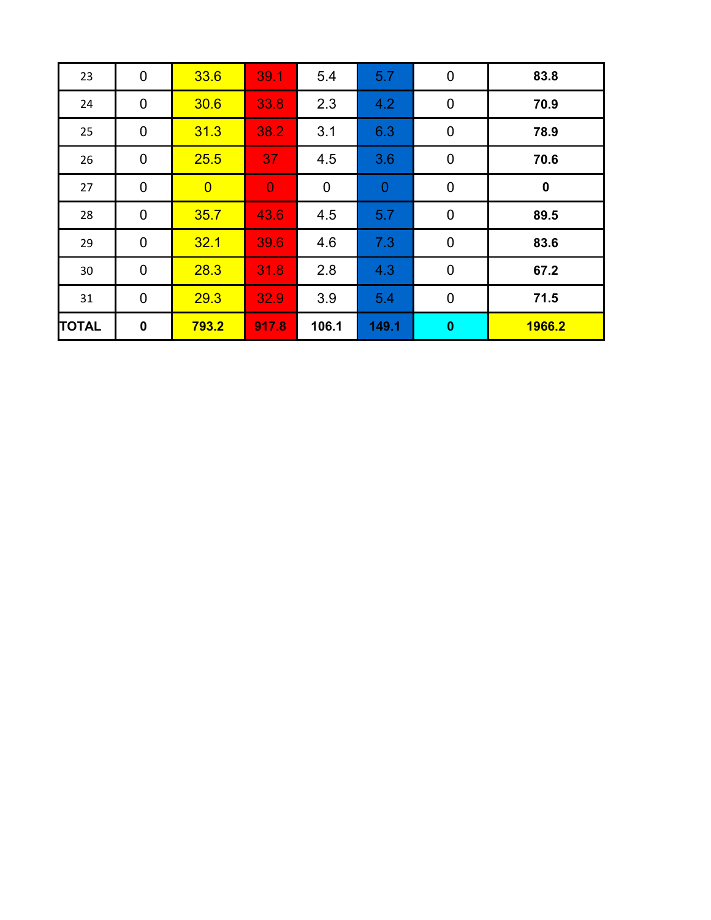| | | | | | | | |
|---|---|---|---|---|---|---|---|
| 23 | 0 | 33.6 | 39.1 | 5.4 | 5.7 | 0 | **83.8** |
| 24 | 0 | 30.6 | 33.8 | 2.3 | 4.2 | 0 | **70.9** |
| 25 | 0 | 31.3 | 38.2 | 3.1 | 6.3 | 0 | **78.9** |
| 26 | 0 | 25.5 | 37 | 4.5 | 3.6 | 0 | **70.6** |
| 27 | 0 | 0 | 0 | 0 | 0 | 0 | **0** |
| 28 | 0 | 35.7 | 43.6 | 4.5 | 5.7 | 0 | **89.5** |
| 29 | 0 | 32.1 | 39.6 | 4.6 | 7.3 | 0 | **83.6** |
| 30 | 0 | 28.3 | 31.8 | 2.8 | 4.3 | 0 | **67.2** |
| 31 | 0 | 29.3 | 32.9 | 3.9 | 5.4 | 0 | **71.5** |
| **TOTAL** | **0** | **793.2** | **917.8** | **106.1** | **149.1** | **0** | **1966.2** |